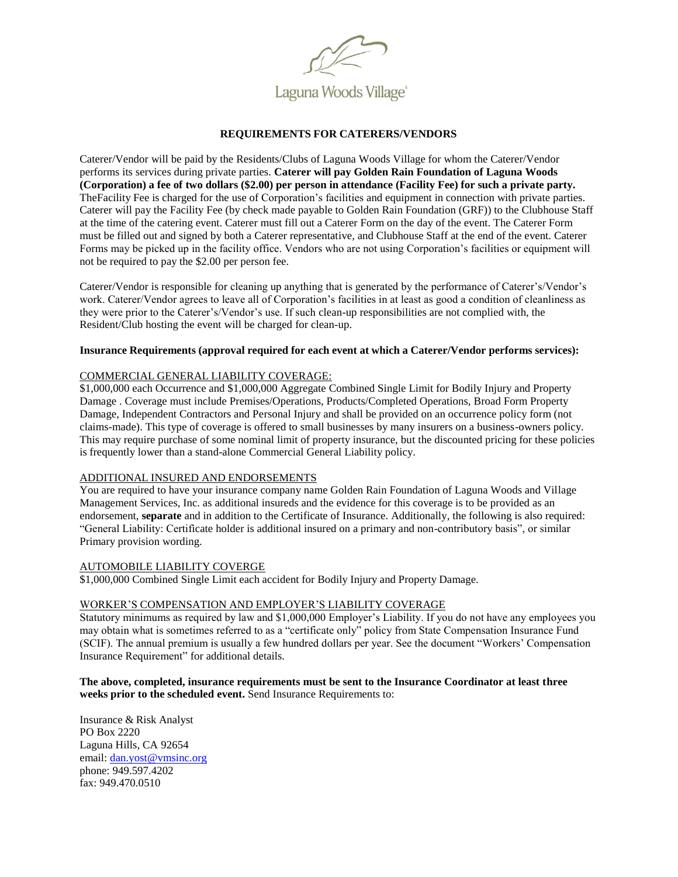Laguna Woods Village®

## REQUIREMENTS FOR CATERERS/VENDORS

Caterer/Vendor will be paid by the Residents/Clubs of Laguna Woods Village for whom the Caterer/Vendor performs its services during private parties. **Caterer will pay Golden Rain Foundation of Laguna Woods (Corporation) a fee of two dollars ($2.00) per person in attendance (Facility Fee) for such a private party.** TheFacility Fee is charged for the use of Corporation's facilities and equipment in connection with private parties. Caterer will pay the Facility Fee (by check made payable to Golden Rain Foundation (GRF)) to the Clubhouse Staff at the time of the catering event. Caterer must fill out a Caterer Form on the day of the event. The Caterer Form must be filled out and signed by both a Caterer representative, and Clubhouse Staff at the end of the event. Caterer Forms may be picked up in the facility office. Vendors who are not using Corporation's facilities or equipment will not be required to pay the $2.00 per person fee.

Caterer/Vendor is responsible for cleaning up anything that is generated by the performance of Caterer's/Vendor's work. Caterer/Vendor agrees to leave all of Corporation's facilities in at least as good a condition of cleanliness as they were prior to the Caterer's/Vendor's use. If such clean-up responsibilities are not complied with, the Resident/Club hosting the event will be charged for clean-up.

**Insurance Requirements (approval required for each event at which a Caterer/Vendor performs services):**

COMMERCIAL GENERAL LIABILITY COVERAGE:

$1,000,000 each Occurrence and $1,000,000 Aggregate Combined Single Limit for Bodily Injury and Property Damage . Coverage must include Premises/Operations, Products/Completed Operations, Broad Form Property Damage, Independent Contractors and Personal Injury and shall be provided on an occurrence policy form (not claims-made). This type of coverage is offered to small businesses by many insurers on a business-owners policy. This may require purchase of some nominal limit of property insurance, but the discounted pricing for these policies is frequently lower than a stand-alone Commercial General Liability policy.

ADDITIONAL INSURED AND ENDORSEMENTS

You are required to have your insurance company name Golden Rain Foundation of Laguna Woods and Village Management Services, Inc. as additional insureds and the evidence for this coverage is to be provided as an endorsement, **separate** and in addition to the Certificate of Insurance. Additionally, the following is also required: "General Liability: Certificate holder is additional insured on a primary and non-contributory basis", or similar Primary provision wording.

AUTOMOBILE LIABILITY COVERGE

$1,000,000 Combined Single Limit each accident for Bodily Injury and Property Damage.

WORKER'S COMPENSATION AND EMPLOYER'S LIABILITY COVERAGE

Statutory minimums as required by law and $1,000,000 Employer's Liability. If you do not have any employees you may obtain what is sometimes referred to as a "certificate only" policy from State Compensation Insurance Fund (SCIF). The annual premium is usually a few hundred dollars per year. See the document "Workers' Compensation Insurance Requirement" for additional details.

**The above, completed, insurance requirements must be sent to the Insurance Coordinator at least three weeks prior to the scheduled event.** Send Insurance Requirements to:

Insurance & Risk Analyst
PO Box 2220
Laguna Hills, CA 92654
email: dan.yost@vmsinc.org
phone: 949.597.4202
fax: 949.470.0510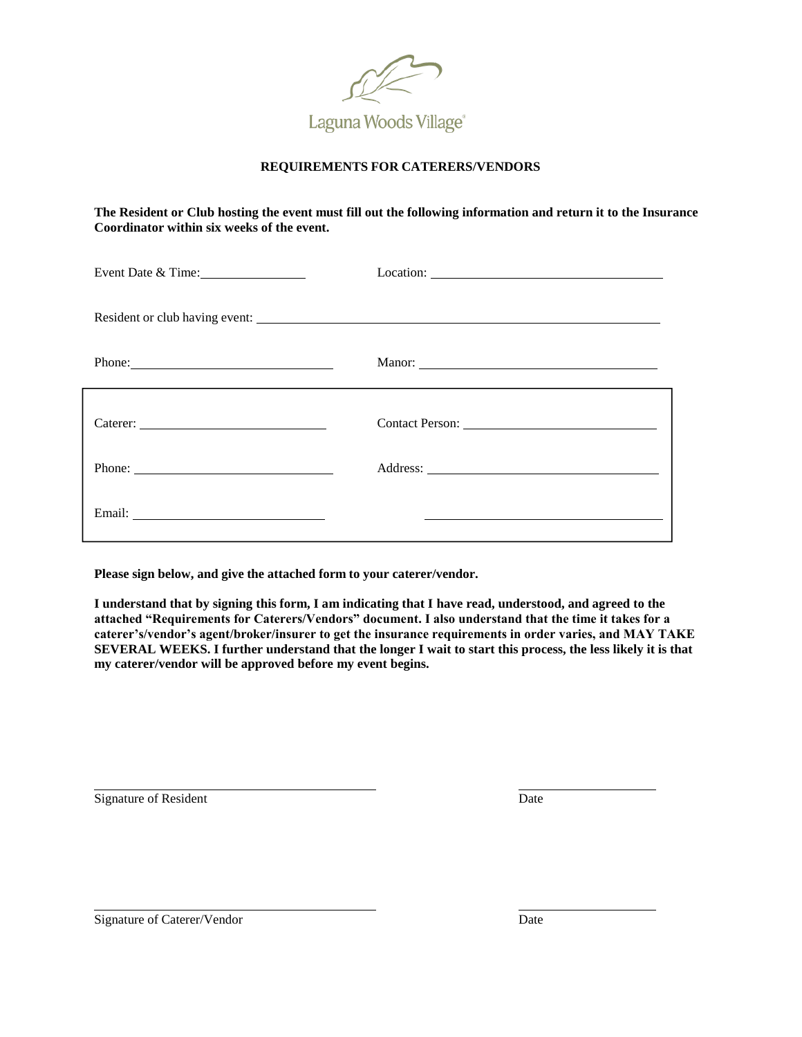Laguna Woods Village®

**REQUIREMENTS FOR CATERERS/VENDORS**

**The Resident or Club hosting the event must fill out the following information and return it to the Insurance Coordinator within six weeks of the event.**

Event Date & Time: ________________ Location: ____________________________________

Resident or club having event: ______________________________________________________________

Phone: ______________________________ Manor: ____________________________________

Caterer: ______________________________ Contact Person: ____________________________

Phone: ______________________________ Address: ____________________________________

Email: ______________________________ ____________________________________

**Please sign below, and give the attached form to your caterer/vendor.**

**I understand that by signing this form, I am indicating that I have read, understood, and agreed to the attached "Requirements for Caterers/Vendors" document. I also understand that the time it takes for a caterer's/vendor's agent/broker/insurer to get the insurance requirements in order varies, and MAY TAKE SEVERAL WEEKS. I further understand that the longer I wait to start this process, the less likely it is that my caterer/vendor will be approved before my event begins.**

____________________________________ ____________________

Signature of Resident Date

____________________________________ ____________________

Signature of Caterer/Vendor Date